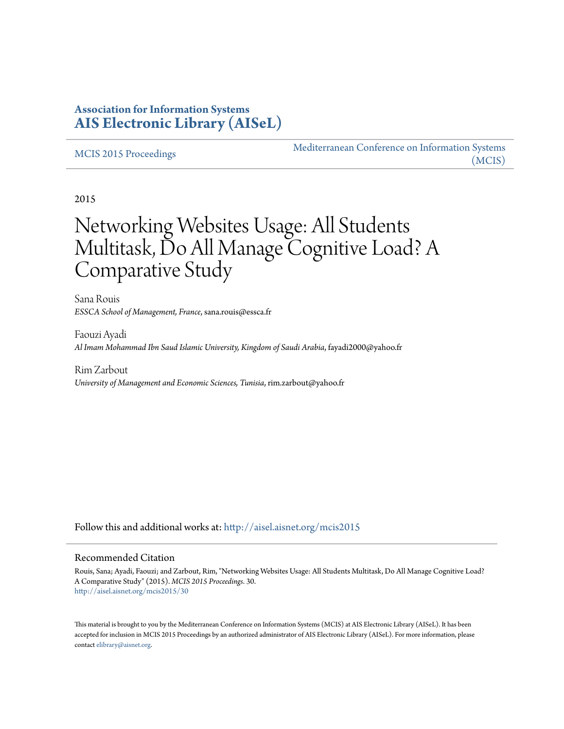**Association for Information Systems**
**[AIS Electronic Library (AISeL)](http://aisel.aisnet.org)**

MCIS 2015 Proceedings | Mediterranean Conference on Information Systems (MCIS)

2015

# Networking Websites Usage: All Students Multitask, Do All Manage Cognitive Load? A Comparative Study

Sana Rouis
*ESSCA School of Management, France*, sana.rouis@essca.fr

Faouzi Ayadi
*Al Imam Mohammad Ibn Saud Islamic University, Kingdom of Saudi Arabia*, fayadi2000@yahoo.fr

Rim Zarbout
*University of Management and Economic Sciences, Tunisia*, rim.zarbout@yahoo.fr

Follow this and additional works at: http://aisel.aisnet.org/mcis2015

## Recommended Citation

Rouis, Sana; Ayadi, Faouzi; and Zarbout, Rim, "Networking Websites Usage: All Students Multitask, Do All Manage Cognitive Load? A Comparative Study" (2015). *MCIS 2015 Proceedings*. 30.
http://aisel.aisnet.org/mcis2015/30

This material is brought to you by the Mediterranean Conference on Information Systems (MCIS) at AIS Electronic Library (AISeL). It has been accepted for inclusion in MCIS 2015 Proceedings by an authorized administrator of AIS Electronic Library (AISeL). For more information, please contact elibrary@aisnet.org.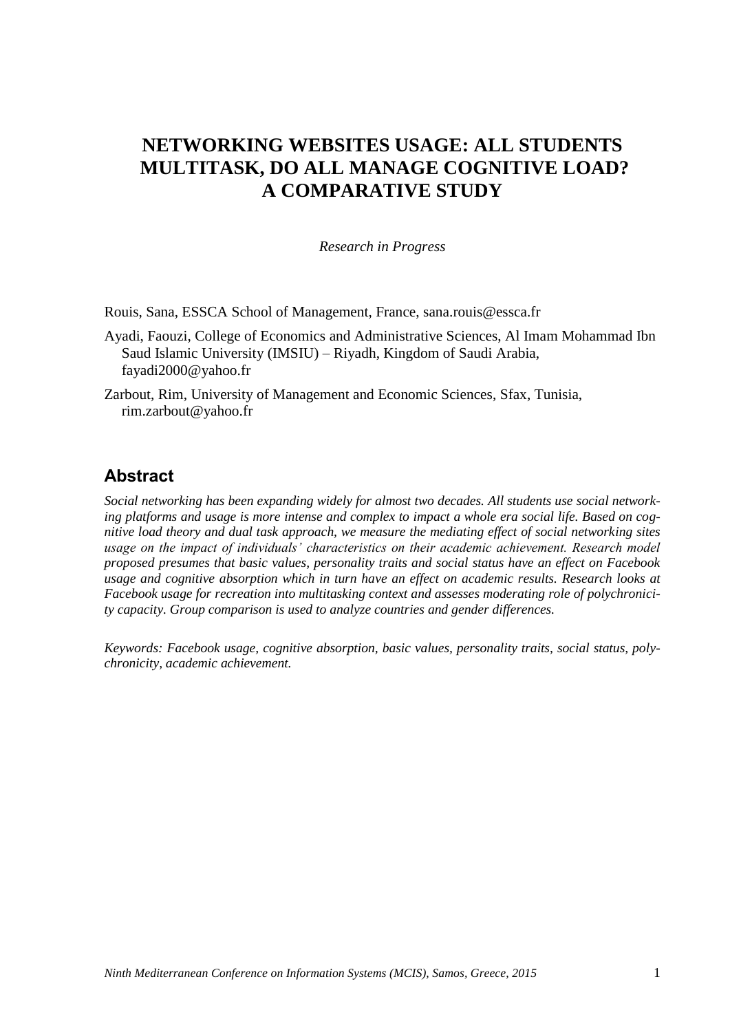# NETWORKING WEBSITES USAGE: ALL STUDENTS MULTITASK, DO ALL MANAGE COGNITIVE LOAD? A COMPARATIVE STUDY

*Research in Progress*

Rouis, Sana, ESSCA School of Management, France, sana.rouis@essca.fr

Ayadi, Faouzi, College of Economics and Administrative Sciences, Al Imam Mohammad Ibn Saud Islamic University (IMSIU) – Riyadh, Kingdom of Saudi Arabia, fayadi2000@yahoo.fr

Zarbout, Rim, University of Management and Economic Sciences, Sfax, Tunisia, rim.zarbout@yahoo.fr

## Abstract

*Social networking has been expanding widely for almost two decades. All students use social networking platforms and usage is more intense and complex to impact a whole era social life. Based on cognitive load theory and dual task approach, we measure the mediating effect of social networking sites usage on the impact of individuals' characteristics on their academic achievement. Research model proposed presumes that basic values, personality traits and social status have an effect on Facebook usage and cognitive absorption which in turn have an effect on academic results. Research looks at Facebook usage for recreation into multitasking context and assesses moderating role of polychronicity capacity. Group comparison is used to analyze countries and gender differences.*

*Keywords: Facebook usage, cognitive absorption, basic values, personality traits, social status, polychronicity, academic achievement.*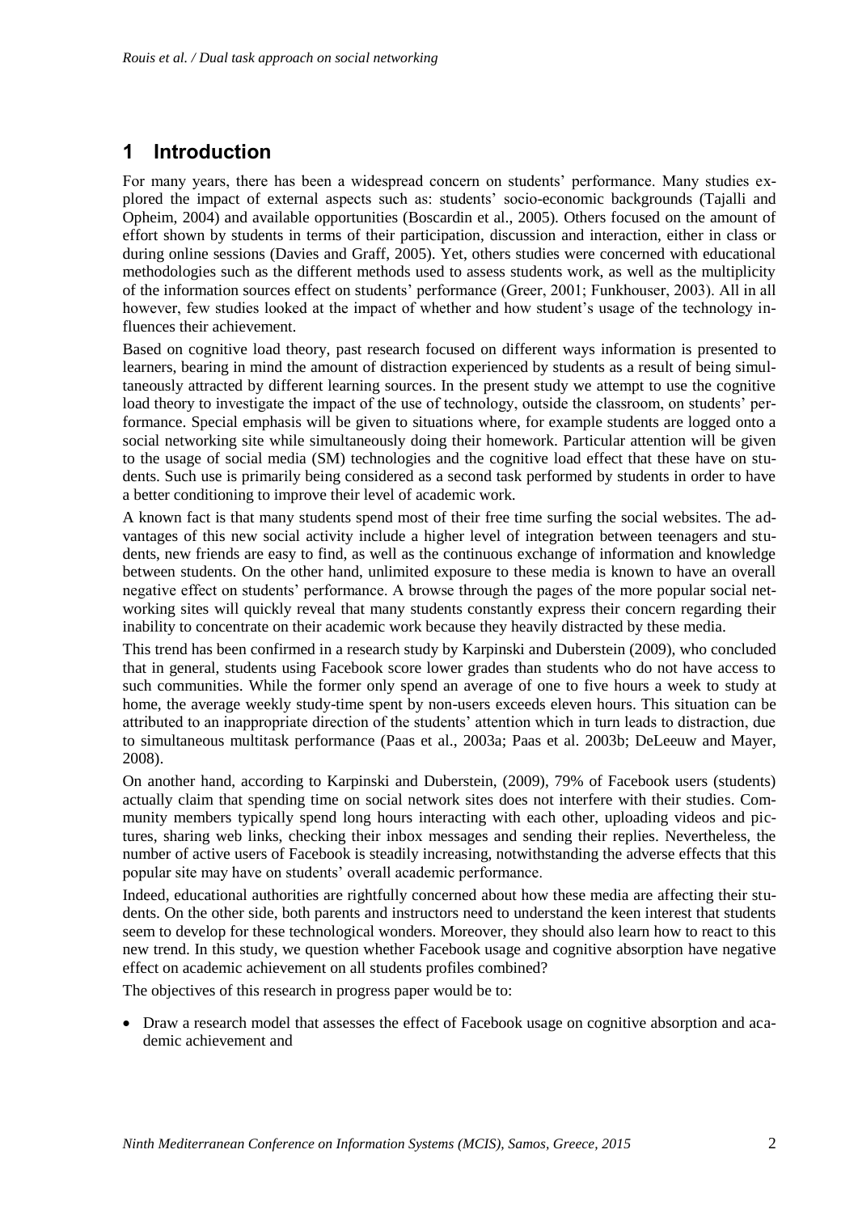# 1 Introduction

For many years, there has been a widespread concern on students' performance. Many studies explored the impact of external aspects such as: students' socio-economic backgrounds (Tajalli and Opheim, 2004) and available opportunities (Boscardin et al., 2005). Others focused on the amount of effort shown by students in terms of their participation, discussion and interaction, either in class or during online sessions (Davies and Graff, 2005). Yet, others studies were concerned with educational methodologies such as the different methods used to assess students work, as well as the multiplicity of the information sources effect on students' performance (Greer, 2001; Funkhouser, 2003). All in all however, few studies looked at the impact of whether and how student's usage of the technology influences their achievement.

Based on cognitive load theory, past research focused on different ways information is presented to learners, bearing in mind the amount of distraction experienced by students as a result of being simultaneously attracted by different learning sources. In the present study we attempt to use the cognitive load theory to investigate the impact of the use of technology, outside the classroom, on students' performance. Special emphasis will be given to situations where, for example students are logged onto a social networking site while simultaneously doing their homework. Particular attention will be given to the usage of social media (SM) technologies and the cognitive load effect that these have on students. Such use is primarily being considered as a second task performed by students in order to have a better conditioning to improve their level of academic work.

A known fact is that many students spend most of their free time surfing the social websites. The advantages of this new social activity include a higher level of integration between teenagers and students, new friends are easy to find, as well as the continuous exchange of information and knowledge between students. On the other hand, unlimited exposure to these media is known to have an overall negative effect on students' performance. A browse through the pages of the more popular social networking sites will quickly reveal that many students constantly express their concern regarding their inability to concentrate on their academic work because they heavily distracted by these media.

This trend has been confirmed in a research study by Karpinski and Duberstein (2009), who concluded that in general, students using Facebook score lower grades than students who do not have access to such communities. While the former only spend an average of one to five hours a week to study at home, the average weekly study-time spent by non-users exceeds eleven hours. This situation can be attributed to an inappropriate direction of the students' attention which in turn leads to distraction, due to simultaneous multitask performance (Paas et al., 2003a; Paas et al. 2003b; DeLeeuw and Mayer, 2008).

On another hand, according to Karpinski and Duberstein, (2009), 79% of Facebook users (students) actually claim that spending time on social network sites does not interfere with their studies. Community members typically spend long hours interacting with each other, uploading videos and pictures, sharing web links, checking their inbox messages and sending their replies. Nevertheless, the number of active users of Facebook is steadily increasing, notwithstanding the adverse effects that this popular site may have on students' overall academic performance.

Indeed, educational authorities are rightfully concerned about how these media are affecting their students. On the other side, both parents and instructors need to understand the keen interest that students seem to develop for these technological wonders. Moreover, they should also learn how to react to this new trend. In this study, we question whether Facebook usage and cognitive absorption have negative effect on academic achievement on all students profiles combined?

The objectives of this research in progress paper would be to:

- Draw a research model that assesses the effect of Facebook usage on cognitive absorption and academic achievement and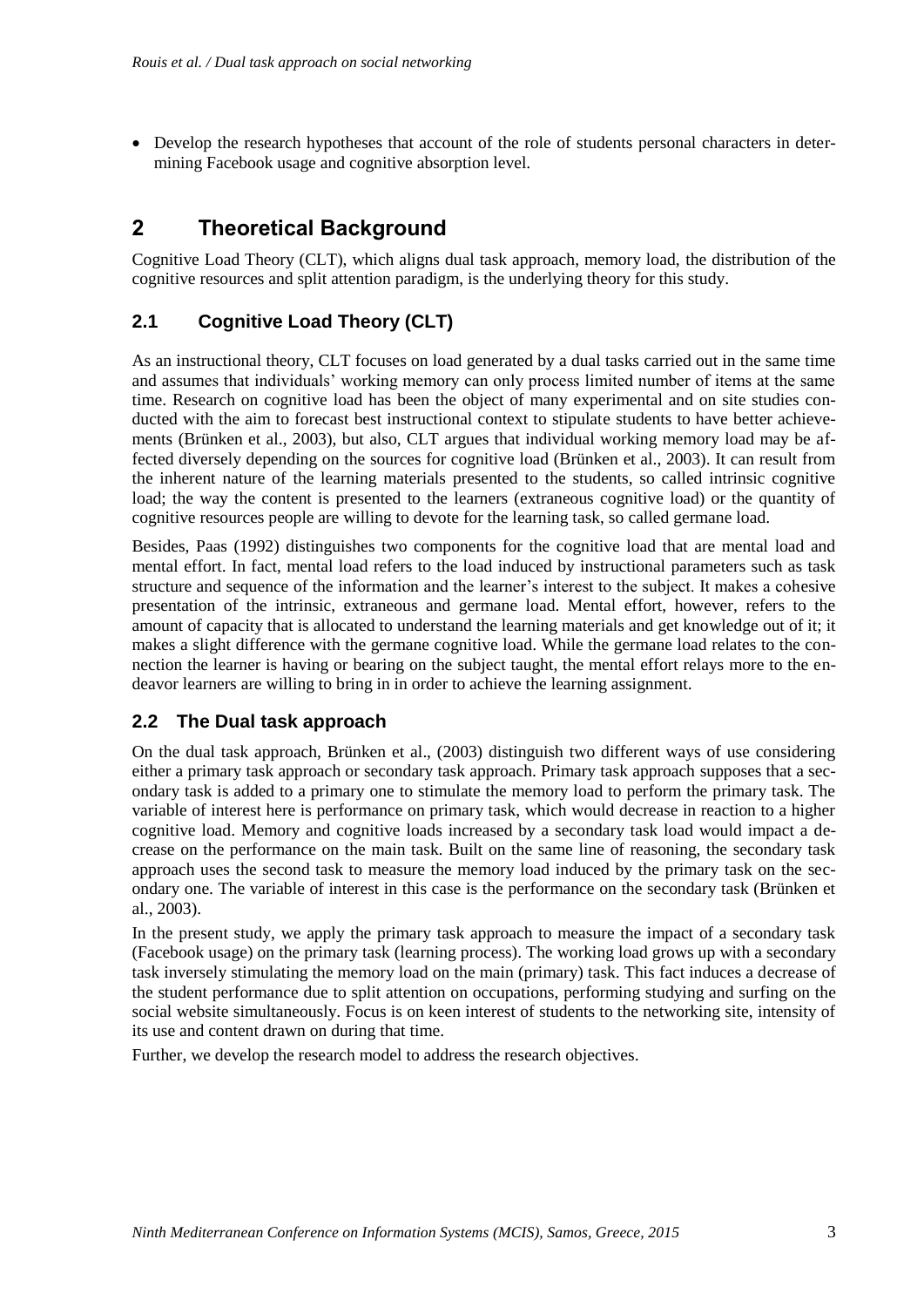- Develop the research hypotheses that account of the role of students personal characters in determining Facebook usage and cognitive absorption level.

## 2 Theoretical Background

Cognitive Load Theory (CLT), which aligns dual task approach, memory load, the distribution of the cognitive resources and split attention paradigm, is the underlying theory for this study.

### 2.1 Cognitive Load Theory (CLT)

As an instructional theory, CLT focuses on load generated by a dual tasks carried out in the same time and assumes that individuals' working memory can only process limited number of items at the same time. Research on cognitive load has been the object of many experimental and on site studies conducted with the aim to forecast best instructional context to stipulate students to have better achievements (Brünken et al., 2003), but also, CLT argues that individual working memory load may be affected diversely depending on the sources for cognitive load (Brünken et al., 2003). It can result from the inherent nature of the learning materials presented to the students, so called intrinsic cognitive load; the way the content is presented to the learners (extraneous cognitive load) or the quantity of cognitive resources people are willing to devote for the learning task, so called germane load.

Besides, Paas (1992) distinguishes two components for the cognitive load that are mental load and mental effort. In fact, mental load refers to the load induced by instructional parameters such as task structure and sequence of the information and the learner's interest to the subject. It makes a cohesive presentation of the intrinsic, extraneous and germane load. Mental effort, however, refers to the amount of capacity that is allocated to understand the learning materials and get knowledge out of it; it makes a slight difference with the germane cognitive load. While the germane load relates to the connection the learner is having or bearing on the subject taught, the mental effort relays more to the endeavor learners are willing to bring in in order to achieve the learning assignment.

### 2.2 The Dual task approach

On the dual task approach, Brünken et al., (2003) distinguish two different ways of use considering either a primary task approach or secondary task approach. Primary task approach supposes that a secondary task is added to a primary one to stimulate the memory load to perform the primary task. The variable of interest here is performance on primary task, which would decrease in reaction to a higher cognitive load. Memory and cognitive loads increased by a secondary task load would impact a decrease on the performance on the main task. Built on the same line of reasoning, the secondary task approach uses the second task to measure the memory load induced by the primary task on the secondary one. The variable of interest in this case is the performance on the secondary task (Brünken et al., 2003).

In the present study, we apply the primary task approach to measure the impact of a secondary task (Facebook usage) on the primary task (learning process). The working load grows up with a secondary task inversely stimulating the memory load on the main (primary) task. This fact induces a decrease of the student performance due to split attention on occupations, performing studying and surfing on the social website simultaneously. Focus is on keen interest of students to the networking site, intensity of its use and content drawn on during that time.

Further, we develop the research model to address the research objectives.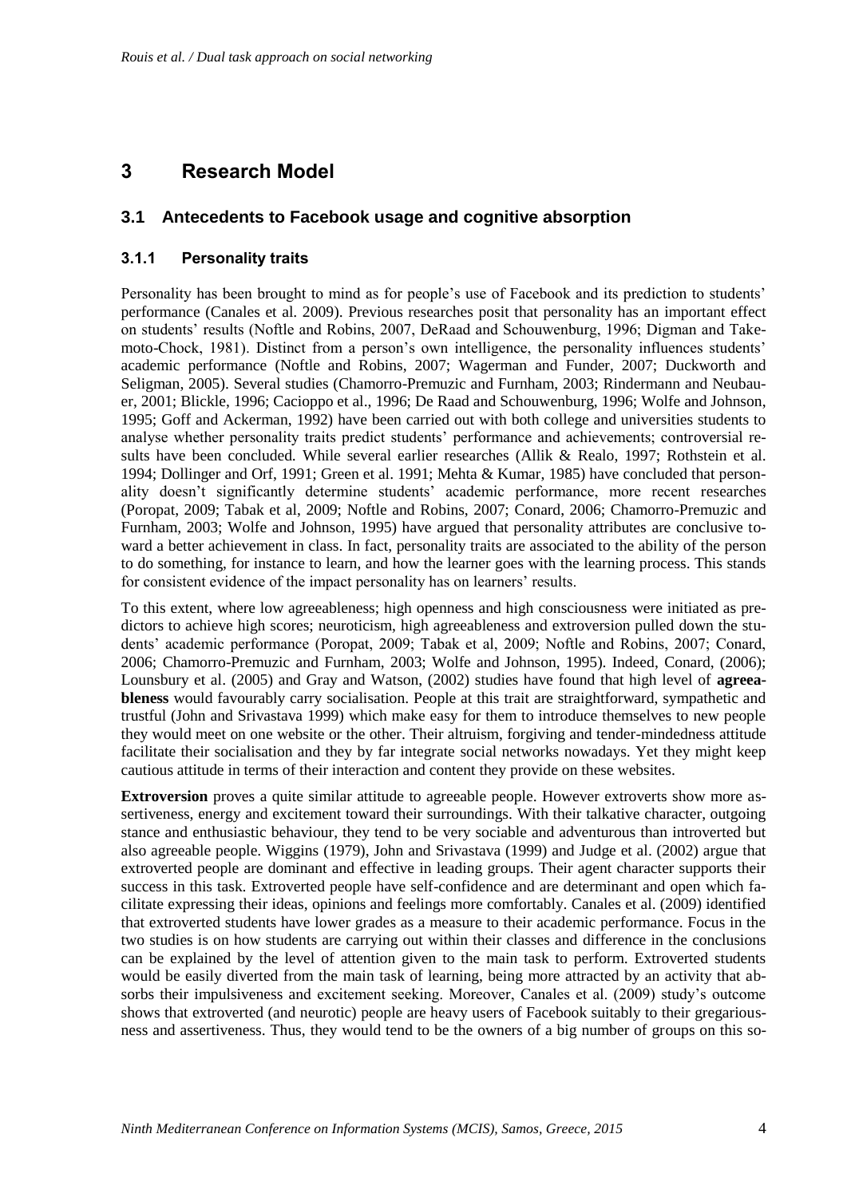# 3 Research Model

## 3.1 Antecedents to Facebook usage and cognitive absorption

### 3.1.1 Personality traits

Personality has been brought to mind as for people's use of Facebook and its prediction to students' performance (Canales et al. 2009). Previous researches posit that personality has an important effect on students' results (Noftle and Robins, 2007, DeRaad and Schouwenburg, 1996; Digman and Takemoto-Chock, 1981). Distinct from a person's own intelligence, the personality influences students' academic performance (Noftle and Robins, 2007; Wagerman and Funder, 2007; Duckworth and Seligman, 2005). Several studies (Chamorro-Premuzic and Furnham, 2003; Rindermann and Neubauer, 2001; Blickle, 1996; Cacioppo et al., 1996; De Raad and Schouwenburg, 1996; Wolfe and Johnson, 1995; Goff and Ackerman, 1992) have been carried out with both college and universities students to analyse whether personality traits predict students' performance and achievements; controversial results have been concluded. While several earlier researches (Allik & Realo, 1997; Rothstein et al. 1994; Dollinger and Orf, 1991; Green et al. 1991; Mehta & Kumar, 1985) have concluded that personality doesn't significantly determine students' academic performance, more recent researches (Poropat, 2009; Tabak et al, 2009; Noftle and Robins, 2007; Conard, 2006; Chamorro-Premuzic and Furnham, 2003; Wolfe and Johnson, 1995) have argued that personality attributes are conclusive toward a better achievement in class. In fact, personality traits are associated to the ability of the person to do something, for instance to learn, and how the learner goes with the learning process. This stands for consistent evidence of the impact personality has on learners' results.

To this extent, where low agreeableness; high openness and high consciousness were initiated as predictors to achieve high scores; neuroticism, high agreeableness and extroversion pulled down the students' academic performance (Poropat, 2009; Tabak et al, 2009; Noftle and Robins, 2007; Conard, 2006; Chamorro-Premuzic and Furnham, 2003; Wolfe and Johnson, 1995). Indeed, Conard, (2006); Lounsbury et al. (2005) and Gray and Watson, (2002) studies have found that high level of **agreeableness** would favourably carry socialisation. People at this trait are straightforward, sympathetic and trustful (John and Srivastava 1999) which make easy for them to introduce themselves to new people they would meet on one website or the other. Their altruism, forgiving and tender-mindedness attitude facilitate their socialisation and they by far integrate social networks nowadays. Yet they might keep cautious attitude in terms of their interaction and content they provide on these websites.

**Extroversion** proves a quite similar attitude to agreeable people. However extroverts show more assertiveness, energy and excitement toward their surroundings. With their talkative character, outgoing stance and enthusiastic behaviour, they tend to be very sociable and adventurous than introverted but also agreeable people. Wiggins (1979), John and Srivastava (1999) and Judge et al. (2002) argue that extroverted people are dominant and effective in leading groups. Their agent character supports their success in this task. Extroverted people have self-confidence and are determinant and open which facilitate expressing their ideas, opinions and feelings more comfortably. Canales et al. (2009) identified that extroverted students have lower grades as a measure to their academic performance. Focus in the two studies is on how students are carrying out within their classes and difference in the conclusions can be explained by the level of attention given to the main task to perform. Extroverted students would be easily diverted from the main task of learning, being more attracted by an activity that absorbs their impulsiveness and excitement seeking. Moreover, Canales et al. (2009) study's outcome shows that extroverted (and neurotic) people are heavy users of Facebook suitably to their gregariousness and assertiveness. Thus, they would tend to be the owners of a big number of groups on this so-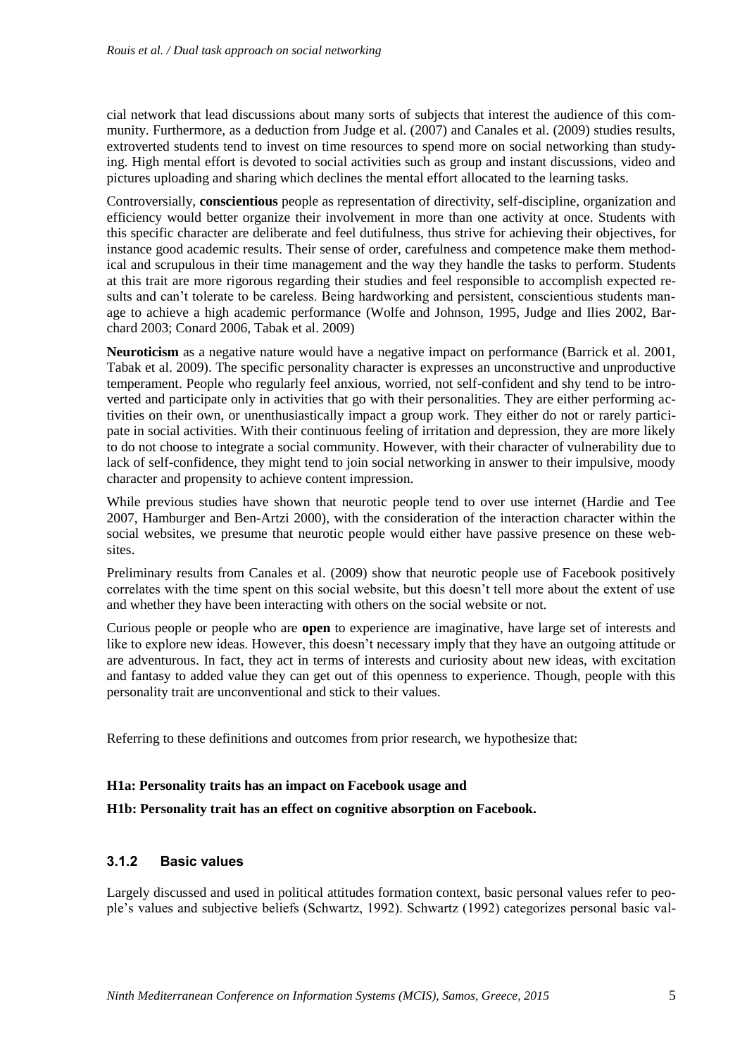cial network that lead discussions about many sorts of subjects that interest the audience of this community. Furthermore, as a deduction from Judge et al. (2007) and Canales et al. (2009) studies results, extroverted students tend to invest on time resources to spend more on social networking than studying. High mental effort is devoted to social activities such as group and instant discussions, video and pictures uploading and sharing which declines the mental effort allocated to the learning tasks.

Controversially, **conscientious** people as representation of directivity, self-discipline, organization and efficiency would better organize their involvement in more than one activity at once. Students with this specific character are deliberate and feel dutifulness, thus strive for achieving their objectives, for instance good academic results. Their sense of order, carefulness and competence make them methodical and scrupulous in their time management and the way they handle the tasks to perform. Students at this trait are more rigorous regarding their studies and feel responsible to accomplish expected results and can't tolerate to be careless. Being hardworking and persistent, conscientious students manage to achieve a high academic performance (Wolfe and Johnson, 1995, Judge and Ilies 2002, Barchard 2003; Conard 2006, Tabak et al. 2009)

**Neuroticism** as a negative nature would have a negative impact on performance (Barrick et al. 2001, Tabak et al. 2009). The specific personality character is expresses an unconstructive and unproductive temperament. People who regularly feel anxious, worried, not self-confident and shy tend to be introverted and participate only in activities that go with their personalities. They are either performing activities on their own, or unenthusiastically impact a group work. They either do not or rarely participate in social activities. With their continuous feeling of irritation and depression, they are more likely to do not choose to integrate a social community. However, with their character of vulnerability due to lack of self-confidence, they might tend to join social networking in answer to their impulsive, moody character and propensity to achieve content impression.

While previous studies have shown that neurotic people tend to over use internet (Hardie and Tee 2007, Hamburger and Ben-Artzi 2000), with the consideration of the interaction character within the social websites, we presume that neurotic people would either have passive presence on these websites.

Preliminary results from Canales et al. (2009) show that neurotic people use of Facebook positively correlates with the time spent on this social website, but this doesn't tell more about the extent of use and whether they have been interacting with others on the social website or not.

Curious people or people who are **open** to experience are imaginative, have large set of interests and like to explore new ideas. However, this doesn't necessary imply that they have an outgoing attitude or are adventurous. In fact, they act in terms of interests and curiosity about new ideas, with excitation and fantasy to added value they can get out of this openness to experience. Though, people with this personality trait are unconventional and stick to their values.

Referring to these definitions and outcomes from prior research, we hypothesize that:

**H1a: Personality traits has an impact on Facebook usage and**

**H1b: Personality trait has an effect on cognitive absorption on Facebook.**

### 3.1.2 Basic values

Largely discussed and used in political attitudes formation context, basic personal values refer to people's values and subjective beliefs (Schwartz, 1992). Schwartz (1992) categorizes personal basic val-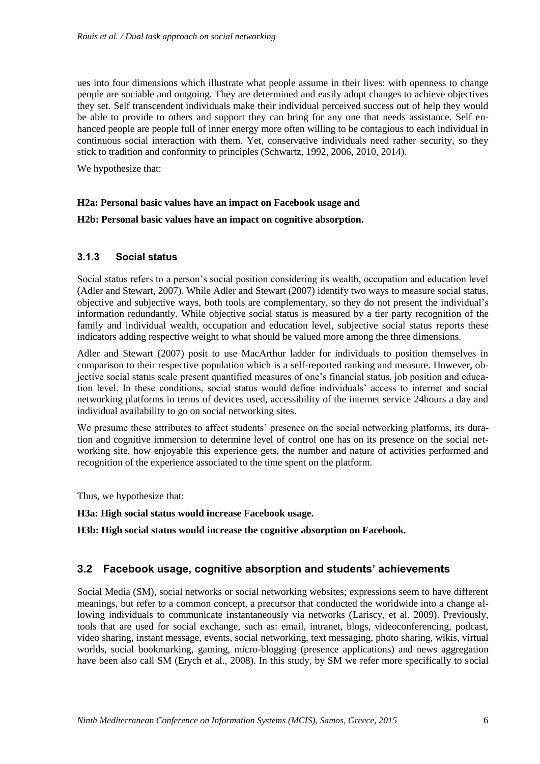ues into four dimensions which illustrate what people assume in their lives: with openness to change people are sociable and outgoing. They are determined and easily adopt changes to achieve objectives they set. Self transcendent individuals make their individual perceived success out of help they would be able to provide to others and support they can bring for any one that needs assistance. Self enhanced people are people full of inner energy more often willing to be contagious to each individual in continuous social interaction with them. Yet, conservative individuals need rather security, so they stick to tradition and conformity to principles (Schwartz, 1992, 2006, 2010, 2014).

We hypothesize that:

**H2a: Personal basic values have an impact on Facebook usage and**

**H2b: Personal basic values have an impact on cognitive absorption.**

### 3.1.3 Social status

Social status refers to a person's social position considering its wealth, occupation and education level (Adler and Stewart, 2007). While Adler and Stewart (2007) identify two ways to measure social status, objective and subjective ways, both tools are complementary, so they do not present the individual's information redundantly. While objective social status is measured by a tier party recognition of the family and individual wealth, occupation and education level, subjective social status reports these indicators adding respective weight to what should be valued more among the three dimensions.

Adler and Stewart (2007) posit to use MacArthur ladder for individuals to position themselves in comparison to their respective population which is a self-reported ranking and measure. However, objective social status scale present quantified measures of one's financial status, job position and education level. In these conditions, social status would define individuals' access to internet and social networking platforms in terms of devices used, accessibility of the internet service 24hours a day and individual availability to go on social networking sites.

We presume these attributes to affect students' presence on the social networking platforms, its duration and cognitive immersion to determine level of control one has on its presence on the social networking site, how enjoyable this experience gets, the number and nature of activities performed and recognition of the experience associated to the time spent on the platform.

Thus, we hypothesize that:

**H3a: High social status would increase Facebook usage.**

**H3b: High social status would increase the cognitive absorption on Facebook.**

## 3.2 Facebook usage, cognitive absorption and students' achievements

Social Media (SM), social networks or social networking websites; expressions seem to have different meanings, but refer to a common concept, a precursor that conducted the worldwide into a change allowing individuals to communicate instantaneously via networks (Lariscy, et al. 2009). Previously, tools that are used for social exchange, such as: email, intranet, blogs, videoconferencing, podcast, video sharing, instant message, events, social networking, text messaging, photo sharing, wikis, virtual worlds, social bookmarking, gaming, micro-blogging (presence applications) and news aggregation have been also call SM (Erych et al., 2008). In this study, by SM we refer more specifically to social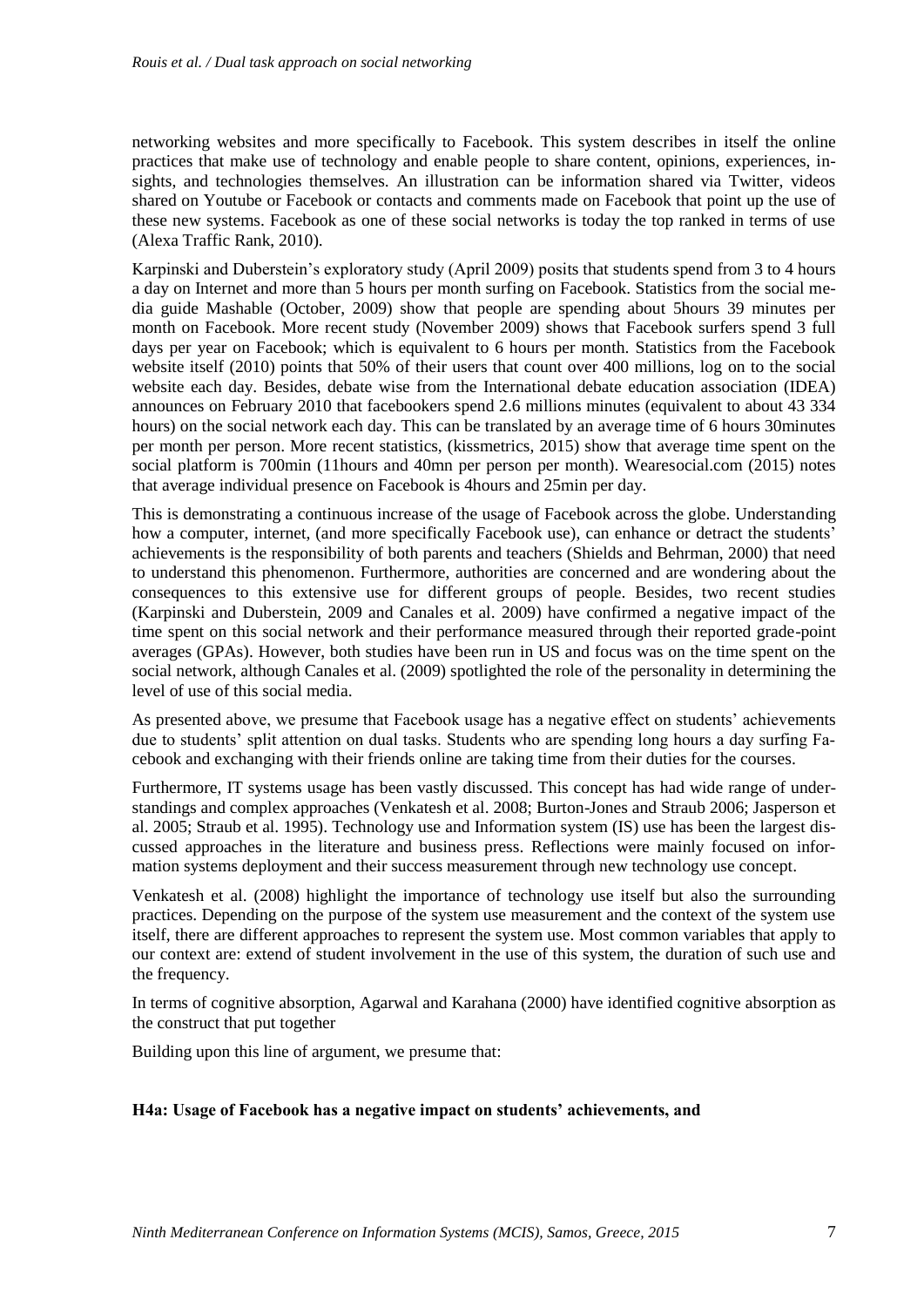networking websites and more specifically to Facebook. This system describes in itself the online practices that make use of technology and enable people to share content, opinions, experiences, insights, and technologies themselves. An illustration can be information shared via Twitter, videos shared on Youtube or Facebook or contacts and comments made on Facebook that point up the use of these new systems. Facebook as one of these social networks is today the top ranked in terms of use (Alexa Traffic Rank, 2010).

Karpinski and Duberstein's exploratory study (April 2009) posits that students spend from 3 to 4 hours a day on Internet and more than 5 hours per month surfing on Facebook. Statistics from the social media guide Mashable (October, 2009) show that people are spending about 5hours 39 minutes per month on Facebook. More recent study (November 2009) shows that Facebook surfers spend 3 full days per year on Facebook; which is equivalent to 6 hours per month. Statistics from the Facebook website itself (2010) points that 50% of their users that count over 400 millions, log on to the social website each day. Besides, debate wise from the International debate education association (IDEA) announces on February 2010 that facebookers spend 2.6 millions minutes (equivalent to about 43 334 hours) on the social network each day. This can be translated by an average time of 6 hours 30minutes per month per person. More recent statistics, (kissmetrics, 2015) show that average time spent on the social platform is 700min (11hours and 40mn per person per month). Wearesocial.com (2015) notes that average individual presence on Facebook is 4hours and 25min per day.

This is demonstrating a continuous increase of the usage of Facebook across the globe. Understanding how a computer, internet, (and more specifically Facebook use), can enhance or detract the students' achievements is the responsibility of both parents and teachers (Shields and Behrman, 2000) that need to understand this phenomenon. Furthermore, authorities are concerned and are wondering about the consequences to this extensive use for different groups of people. Besides, two recent studies (Karpinski and Duberstein, 2009 and Canales et al. 2009) have confirmed a negative impact of the time spent on this social network and their performance measured through their reported grade-point averages (GPAs). However, both studies have been run in US and focus was on the time spent on the social network, although Canales et al. (2009) spotlighted the role of the personality in determining the level of use of this social media.

As presented above, we presume that Facebook usage has a negative effect on students' achievements due to students' split attention on dual tasks. Students who are spending long hours a day surfing Facebook and exchanging with their friends online are taking time from their duties for the courses.

Furthermore, IT systems usage has been vastly discussed. This concept has had wide range of understandings and complex approaches (Venkatesh et al. 2008; Burton-Jones and Straub 2006; Jasperson et al. 2005; Straub et al. 1995). Technology use and Information system (IS) use has been the largest discussed approaches in the literature and business press. Reflections were mainly focused on information systems deployment and their success measurement through new technology use concept.

Venkatesh et al. (2008) highlight the importance of technology use itself but also the surrounding practices. Depending on the purpose of the system use measurement and the context of the system use itself, there are different approaches to represent the system use. Most common variables that apply to our context are: extend of student involvement in the use of this system, the duration of such use and the frequency.

In terms of cognitive absorption, Agarwal and Karahana (2000) have identified cognitive absorption as the construct that put together

Building upon this line of argument, we presume that:

**H4a: Usage of Facebook has a negative impact on students' achievements, and**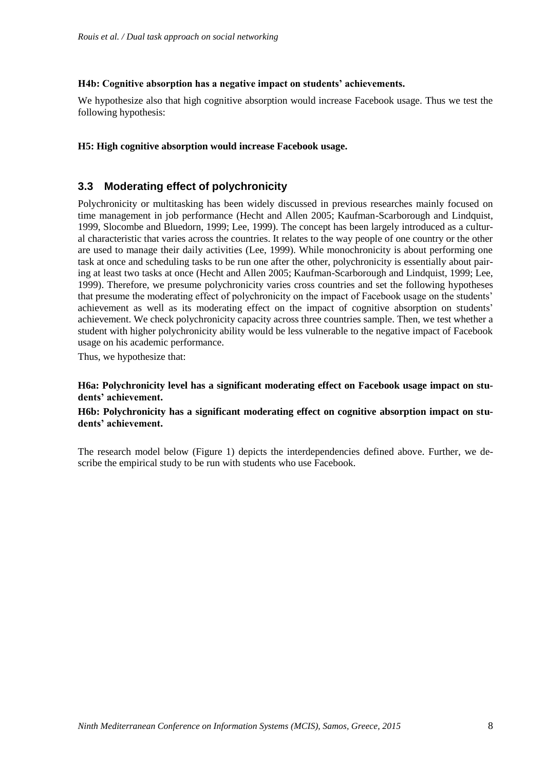**H4b: Cognitive absorption has a negative impact on students' achievements.**

We hypothesize also that high cognitive absorption would increase Facebook usage. Thus we test the following hypothesis:

**H5: High cognitive absorption would increase Facebook usage.**

## 3.3 Moderating effect of polychronicity

Polychronicity or multitasking has been widely discussed in previous researches mainly focused on time management in job performance (Hecht and Allen 2005; Kaufman-Scarborough and Lindquist, 1999, Slocombe and Bluedorn, 1999; Lee, 1999). The concept has been largely introduced as a cultural characteristic that varies across the countries. It relates to the way people of one country or the other are used to manage their daily activities (Lee, 1999). While monochronicity is about performing one task at once and scheduling tasks to be run one after the other, polychronicity is essentially about pairing at least two tasks at once (Hecht and Allen 2005; Kaufman-Scarborough and Lindquist, 1999; Lee, 1999). Therefore, we presume polychronicity varies cross countries and set the following hypotheses that presume the moderating effect of polychronicity on the impact of Facebook usage on the students' achievement as well as its moderating effect on the impact of cognitive absorption on students' achievement. We check polychronicity capacity across three countries sample. Then, we test whether a student with higher polychronicity ability would be less vulnerable to the negative impact of Facebook usage on his academic performance.

Thus, we hypothesize that:

**H6a: Polychronicity level has a significant moderating effect on Facebook usage impact on students' achievement.**

**H6b: Polychronicity has a significant moderating effect on cognitive absorption impact on students' achievement.**

The research model below (Figure 1) depicts the interdependencies defined above. Further, we describe the empirical study to be run with students who use Facebook.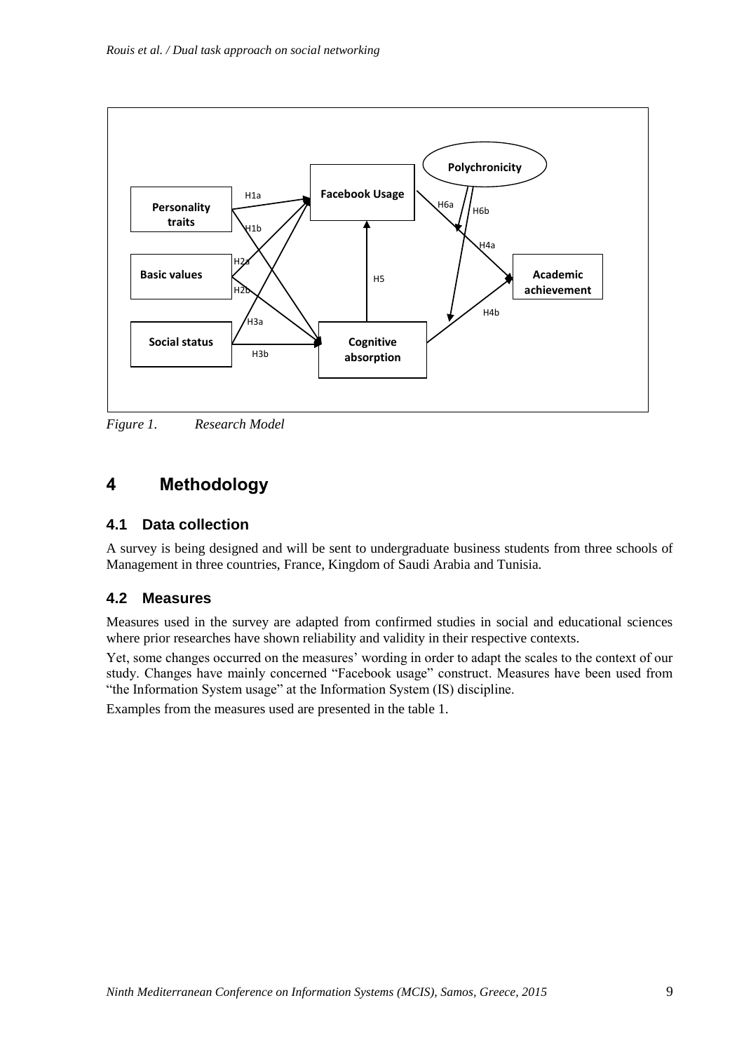*Figure 1. Research Model*

# 4 Methodology

## 4.1 Data collection

A survey is being designed and will be sent to undergraduate business students from three schools of Management in three countries, France, Kingdom of Saudi Arabia and Tunisia.

## 4.2 Measures

Measures used in the survey are adapted from confirmed studies in social and educational sciences where prior researches have shown reliability and validity in their respective contexts.

Yet, some changes occurred on the measures' wording in order to adapt the scales to the context of our study. Changes have mainly concerned "Facebook usage" construct. Measures have been used from "the Information System usage" at the Information System (IS) discipline.

Examples from the measures used are presented in the table 1.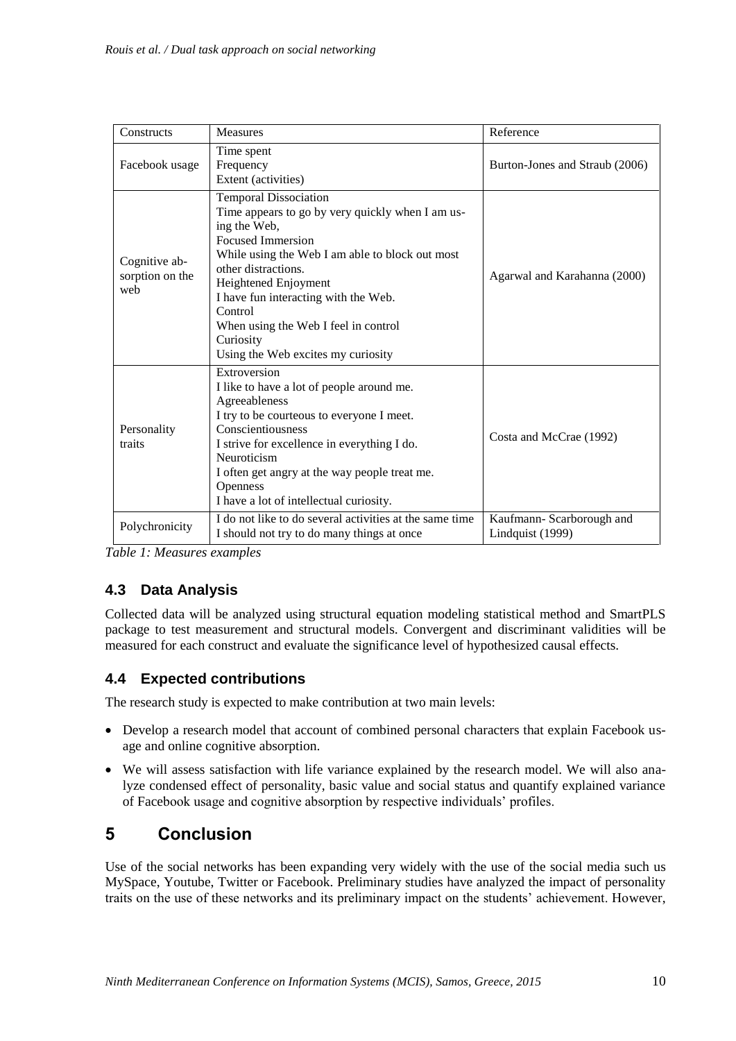| Constructs | Measures | Reference |
|---|---|---|
| Facebook usage | Time spent<br>Frequency<br>Extent (activities) | Burton-Jones and Straub (2006) |
| Cognitive absorption on the web | Temporal Dissociation<br>Time appears to go by very quickly when I am using the Web,<br>Focused Immersion<br>While using the Web I am able to block out most other distractions.<br>Heightened Enjoyment<br>I have fun interacting with the Web.<br>Control<br>When using the Web I feel in control<br>Curiosity<br>Using the Web excites my curiosity | Agarwal and Karahanna (2000) |
| Personality traits | Extroversion<br>I like to have a lot of people around me.<br>Agreeableness<br>I try to be courteous to everyone I meet.<br>Conscientiousness<br>I strive for excellence in everything I do.<br>Neuroticism<br>I often get angry at the way people treat me.<br>Openness<br>I have a lot of intellectual curiosity. | Costa and McCrae (1992) |
| Polychronicity | I do not like to do several activities at the same time<br>I should not try to do many things at once | Kaufmann- Scarborough and Lindquist (1999) |

*Table 1: Measures examples*

### 4.3 Data Analysis

Collected data will be analyzed using structural equation modeling statistical method and SmartPLS package to test measurement and structural models. Convergent and discriminant validities will be measured for each construct and evaluate the significance level of hypothesized causal effects.

### 4.4 Expected contributions

The research study is expected to make contribution at two main levels:

- Develop a research model that account of combined personal characters that explain Facebook usage and online cognitive absorption.
- We will assess satisfaction with life variance explained by the research model. We will also analyze condensed effect of personality, basic value and social status and quantify explained variance of Facebook usage and cognitive absorption by respective individuals' profiles.

## 5 Conclusion

Use of the social networks has been expanding very widely with the use of the social media such us MySpace, Youtube, Twitter or Facebook. Preliminary studies have analyzed the impact of personality traits on the use of these networks and its preliminary impact on the students' achievement. However,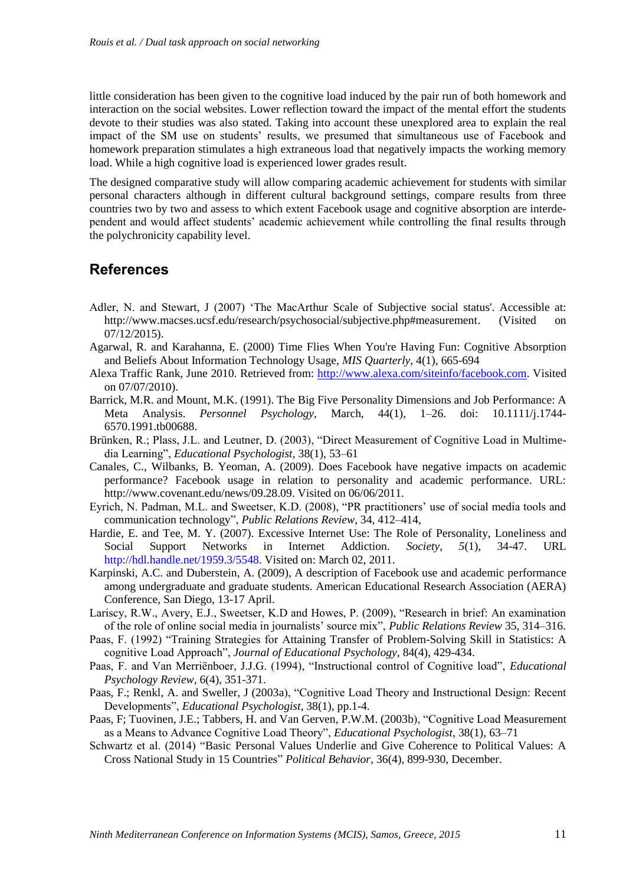little consideration has been given to the cognitive load induced by the pair run of both homework and interaction on the social websites. Lower reflection toward the impact of the mental effort the students devote to their studies was also stated. Taking into account these unexplored area to explain the real impact of the SM use on students' results, we presumed that simultaneous use of Facebook and homework preparation stimulates a high extraneous load that negatively impacts the working memory load. While a high cognitive load is experienced lower grades result.

The designed comparative study will allow comparing academic achievement for students with similar personal characters although in different cultural background settings, compare results from three countries two by two and assess to which extent Facebook usage and cognitive absorption are interdependent and would affect students' academic achievement while controlling the final results through the polychronicity capability level.

## References

Adler, N. and Stewart, J (2007) 'The MacArthur Scale of Subjective social status'. Accessible at: http://www.macses.ucsf.edu/research/psychosocial/subjective.php#measurement. (Visited on 07/12/2015).

Agarwal, R. and Karahanna, E. (2000) Time Flies When You're Having Fun: Cognitive Absorption and Beliefs About Information Technology Usage, *MIS Quarterly*, 4(1), 665-694

Alexa Traffic Rank, June 2010. Retrieved from: http://www.alexa.com/siteinfo/facebook.com. Visited on 07/07/2010).

Barrick, M.R. and Mount, M.K. (1991). The Big Five Personality Dimensions and Job Performance: A Meta Analysis. *Personnel Psychology*, March, 44(1), 1–26. doi: 10.1111/j.1744-6570.1991.tb00688.

Brünken, R.; Plass, J.L. and Leutner, D. (2003), "Direct Measurement of Cognitive Load in Multimedia Learning", *Educational Psychologist*, 38(1), 53–61

Canales, C., Wilbanks, B. Yeoman, A. (2009). Does Facebook have negative impacts on academic performance? Facebook usage in relation to personality and academic performance. URL: http://www.covenant.edu/news/09.28.09. Visited on 06/06/2011.

Eyrich, N. Padman, M.L. and Sweetser, K.D. (2008), "PR practitioners' use of social media tools and communication technology", *Public Relations Review*, 34, 412–414,

Hardie, E. and Tee, M. Y. (2007). Excessive Internet Use: The Role of Personality, Loneliness and Social Support Networks in Internet Addiction. *Society*, *5*(1), 34-47. URL http://hdl.handle.net/1959.3/5548. Visited on: March 02, 2011.

Karpinski, A.C. and Duberstein, A. (2009), A description of Facebook use and academic performance among undergraduate and graduate students. American Educational Research Association (AERA) Conference, San Diego, 13-17 April.

Lariscy, R.W., Avery, E.J., Sweetser, K.D and Howes, P. (2009), "Research in brief: An examination of the role of online social media in journalists' source mix", *Public Relations Review* 35, 314–316.

Paas, F. (1992) "Training Strategies for Attaining Transfer of Problem-Solving Skill in Statistics: A cognitive Load Approach", *Journal of Educational Psychology*, 84(4), 429-434.

Paas, F. and Van Merriënboer, J.J.G. (1994), "Instructional control of Cognitive load", *Educational Psychology Review*, 6(4), 351-371.

Paas, F.; Renkl, A. and Sweller, J (2003a), "Cognitive Load Theory and Instructional Design: Recent Developments", *Educational Psychologist*, 38(1), pp.1-4.

Paas, F; Tuovinen, J.E.; Tabbers, H. and Van Gerven, P.W.M. (2003b), "Cognitive Load Measurement as a Means to Advance Cognitive Load Theory", *Educational Psychologist*, 38(1), 63–71

Schwartz et al. (2014) "Basic Personal Values Underlie and Give Coherence to Political Values: A Cross National Study in 15 Countries" *Political Behavior*, 36(4), 899-930, December.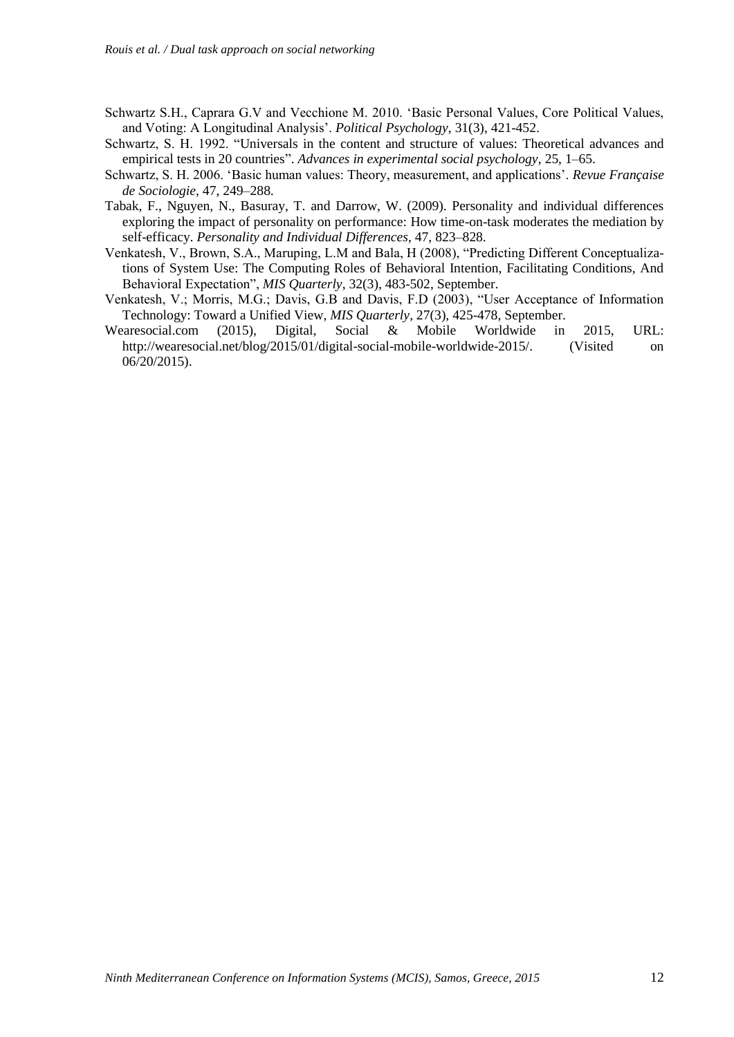Schwartz S.H., Caprara G.V and Vecchione M. 2010. 'Basic Personal Values, Core Political Values, and Voting: A Longitudinal Analysis'. *Political Psychology*, 31(3), 421-452.

Schwartz, S. H. 1992. "Universals in the content and structure of values: Theoretical advances and empirical tests in 20 countries". *Advances in experimental social psychology*, 25, 1–65.

Schwartz, S. H. 2006. 'Basic human values: Theory, measurement, and applications'. *Revue Française de Sociologie*, 47, 249–288.

Tabak, F., Nguyen, N., Basuray, T. and Darrow, W. (2009). Personality and individual differences exploring the impact of personality on performance: How time-on-task moderates the mediation by self-efficacy. *Personality and Individual Differences*, 47, 823–828.

Venkatesh, V., Brown, S.A., Maruping, L.M and Bala, H (2008), "Predicting Different Conceptualizations of System Use: The Computing Roles of Behavioral Intention, Facilitating Conditions, And Behavioral Expectation", *MIS Quarterly*, 32(3), 483-502, September.

Venkatesh, V.; Morris, M.G.; Davis, G.B and Davis, F.D (2003), "User Acceptance of Information Technology: Toward a Unified View, *MIS Quarterly*, 27(3), 425-478, September.

Wearesocial.com (2015), Digital, Social & Mobile Worldwide in 2015, URL: http://wearesocial.net/blog/2015/01/digital-social-mobile-worldwide-2015/. (Visited on 06/20/2015).